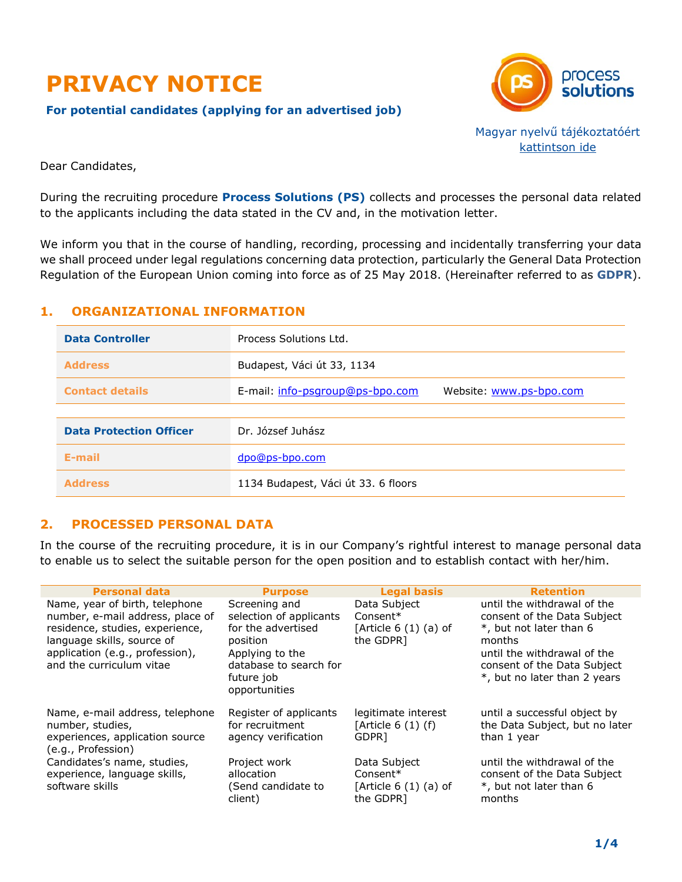# PRIVACY NOTICE

**For potential candidates (applying for an advertised job)**

Magyar nyelvű tájékoztatóért [kattintson ide](#)

Dear Candidates,

During the recruiting procedure **Process Solutions (PS)** collects and processes the personal data related to the applicants including the data stated in the CV and, in the motivation letter.

We inform you that in the course of handling, recording, processing and incidentally transferring your data we shall proceed under legal regulations concerning data protection, particularly the General Data Protection Regulation of the European Union coming into force as of 25 May 2018. (Hereinafter referred to as **GDPR**).

## 1. ORGANIZATIONAL INFORMATION

| | |
|---|---|
| **Data Controller** | Process Solutions Ltd. |
| **Address** | Budapest, Váci út 33, 1134 |
| **Contact details** | E-mail: info-psgroup@ps-bpo.com Website: www.ps-bpo.com |

| | |
|---|---|
| **Data Protection Officer** | Dr. József Juhász |
| **E-mail** | dpo@ps-bpo.com |
| **Address** | 1134 Budapest, Váci út 33. 6 floors |

## 2. PROCESSED PERSONAL DATA

In the course of the recruiting procedure, it is in our Company's rightful interest to manage personal data to enable us to select the suitable person for the open position and to establish contact with her/him.

| Personal data | Purpose | Legal basis | Retention |
|---|---|---|---|
| Name, year of birth, telephone number, e-mail address, place of residence, studies, experience, language skills, source of application (e.g., profession), and the curriculum vitae | Screening and selection of applicants for the advertised position<br>Applying to the database to search for future job opportunities | Data Subject Consent* [Article 6 (1) (a) of the GDPR] | until the withdrawal of the consent of the Data Subject *, but not later than 6 months<br>until the withdrawal of the consent of the Data Subject *, but no later than 2 years |
| Name, e-mail address, telephone number, studies, experiences, application source (e.g., Profession) | Register of applicants for recruitment agency verification | legitimate interest [Article 6 (1) (f) GDPR] | until a successful object by the Data Subject, but no later than 1 year |
| Candidates's name, studies, experience, language skills, software skills | Project work allocation (Send candidate to client) | Data Subject Consent* [Article 6 (1) (a) of the GDPR] | until the withdrawal of the consent of the Data Subject *, but not later than 6 months |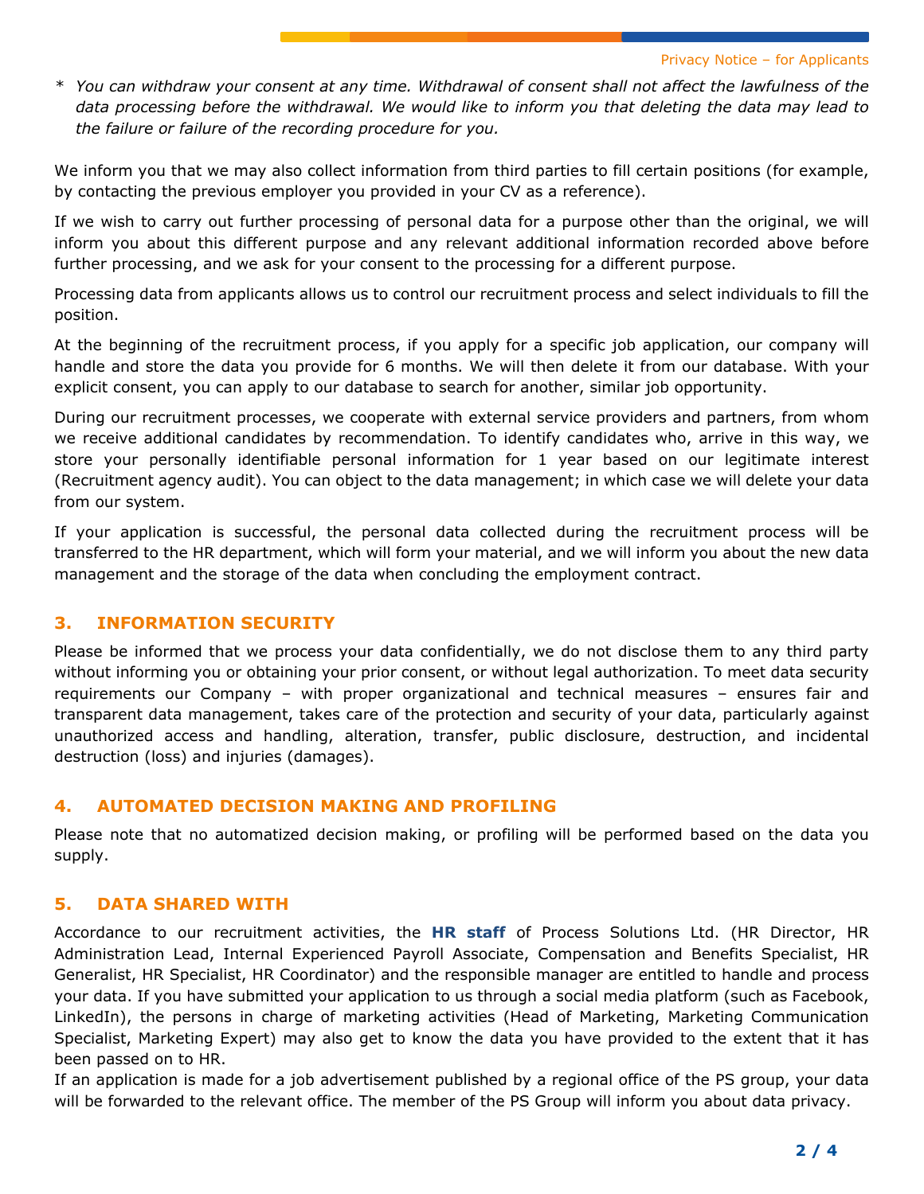\* *You can withdraw your consent at any time. Withdrawal of consent shall not affect the lawfulness of the data processing before the withdrawal. We would like to inform you that deleting the data may lead to the failure or failure of the recording procedure for you.*

We inform you that we may also collect information from third parties to fill certain positions (for example, by contacting the previous employer you provided in your CV as a reference).

If we wish to carry out further processing of personal data for a purpose other than the original, we will inform you about this different purpose and any relevant additional information recorded above before further processing, and we ask for your consent to the processing for a different purpose.

Processing data from applicants allows us to control our recruitment process and select individuals to fill the position.

At the beginning of the recruitment process, if you apply for a specific job application, our company will handle and store the data you provide for 6 months. We will then delete it from our database. With your explicit consent, you can apply to our database to search for another, similar job opportunity.

During our recruitment processes, we cooperate with external service providers and partners, from whom we receive additional candidates by recommendation. To identify candidates who, arrive in this way, we store your personally identifiable personal information for 1 year based on our legitimate interest (Recruitment agency audit). You can object to the data management; in which case we will delete your data from our system.

If your application is successful, the personal data collected during the recruitment process will be transferred to the HR department, which will form your material, and we will inform you about the new data management and the storage of the data when concluding the employment contract.

## 3. INFORMATION SECURITY

Please be informed that we process your data confidentially, we do not disclose them to any third party without informing you or obtaining your prior consent, or without legal authorization. To meet data security requirements our Company – with proper organizational and technical measures – ensures fair and transparent data management, takes care of the protection and security of your data, particularly against unauthorized access and handling, alteration, transfer, public disclosure, destruction, and incidental destruction (loss) and injuries (damages).

## 4. AUTOMATED DECISION MAKING AND PROFILING

Please note that no automatized decision making, or profiling will be performed based on the data you supply.

## 5. DATA SHARED WITH

Accordance to our recruitment activities, the **HR staff** of Process Solutions Ltd. (HR Director, HR Administration Lead, Internal Experienced Payroll Associate, Compensation and Benefits Specialist, HR Generalist, HR Specialist, HR Coordinator) and the responsible manager are entitled to handle and process your data. If you have submitted your application to us through a social media platform (such as Facebook, LinkedIn), the persons in charge of marketing activities (Head of Marketing, Marketing Communication Specialist, Marketing Expert) may also get to know the data you have provided to the extent that it has been passed on to HR.
If an application is made for a job advertisement published by a regional office of the PS group, your data will be forwarded to the relevant office. The member of the PS Group will inform you about data privacy.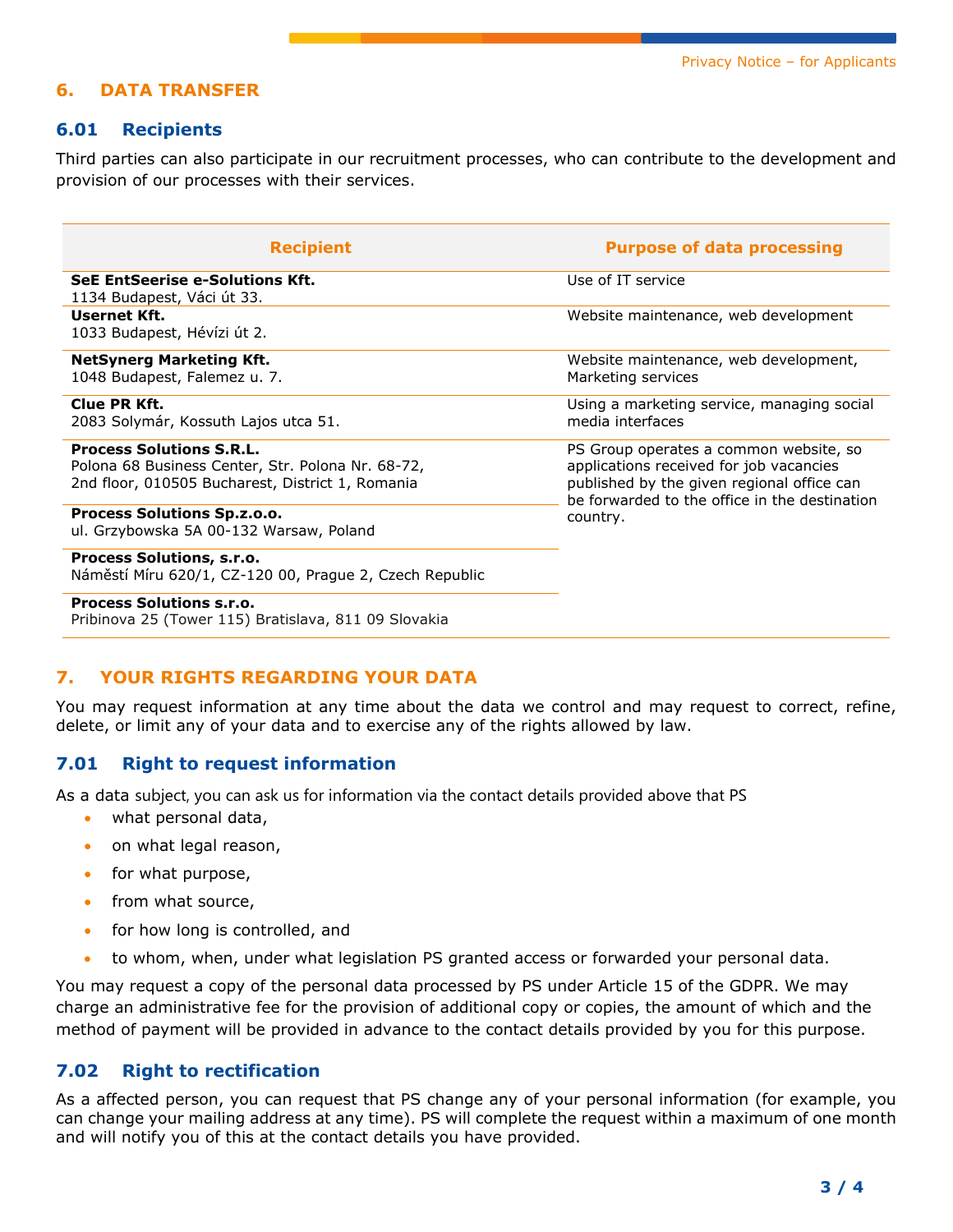## 6. DATA TRANSFER

### 6.01 Recipients

Third parties can also participate in our recruitment processes, who can contribute to the development and provision of our processes with their services.

| Recipient | Purpose of data processing |
| --- | --- |
| **SeE EntSeerise e-Solutions Kft.**<br>1134 Budapest, Váci út 33. | Use of IT service |
| **Usernet Kft.**<br>1033 Budapest, Hévízi út 2. | Website maintenance, web development |
| **NetSynerg Marketing Kft.**<br>1048 Budapest, Falemez u. 7. | Website maintenance, web development, Marketing services |
| **Clue PR Kft.**<br>2083 Solymár, Kossuth Lajos utca 51. | Using a marketing service, managing social media interfaces |
| **Process Solutions S.R.L.**<br>Polona 68 Business Center, Str. Polona Nr. 68-72, 2nd floor, 010505 Bucharest, District 1, Romania | PS Group operates a common website, so applications received for job vacancies published by the given regional office can be forwarded to the office in the destination country. |
| **Process Solutions Sp.z.o.o.**<br>ul. Grzybowska 5A 00-132 Warsaw, Poland | |
| **Process Solutions, s.r.o.**<br>Náměstí Míru 620/1, CZ-120 00, Prague 2, Czech Republic | |
| **Process Solutions s.r.o.**<br>Pribinova 25 (Tower 115) Bratislava, 811 09 Slovakia | |

## 7. YOUR RIGHTS REGARDING YOUR DATA

You may request information at any time about the data we control and may request to correct, refine, delete, or limit any of your data and to exercise any of the rights allowed by law.

### 7.01 Right to request information

As a data subject, you can ask us for information via the contact details provided above that PS

- what personal data,
- on what legal reason,
- for what purpose,
- from what source,
- for how long is controlled, and
- to whom, when, under what legislation PS granted access or forwarded your personal data.

You may request a copy of the personal data processed by PS under Article 15 of the GDPR. We may charge an administrative fee for the provision of additional copy or copies, the amount of which and the method of payment will be provided in advance to the contact details provided by you for this purpose.

### 7.02 Right to rectification

As a affected person, you can request that PS change any of your personal information (for example, you can change your mailing address at any time). PS will complete the request within a maximum of one month and will notify you of this at the contact details you have provided.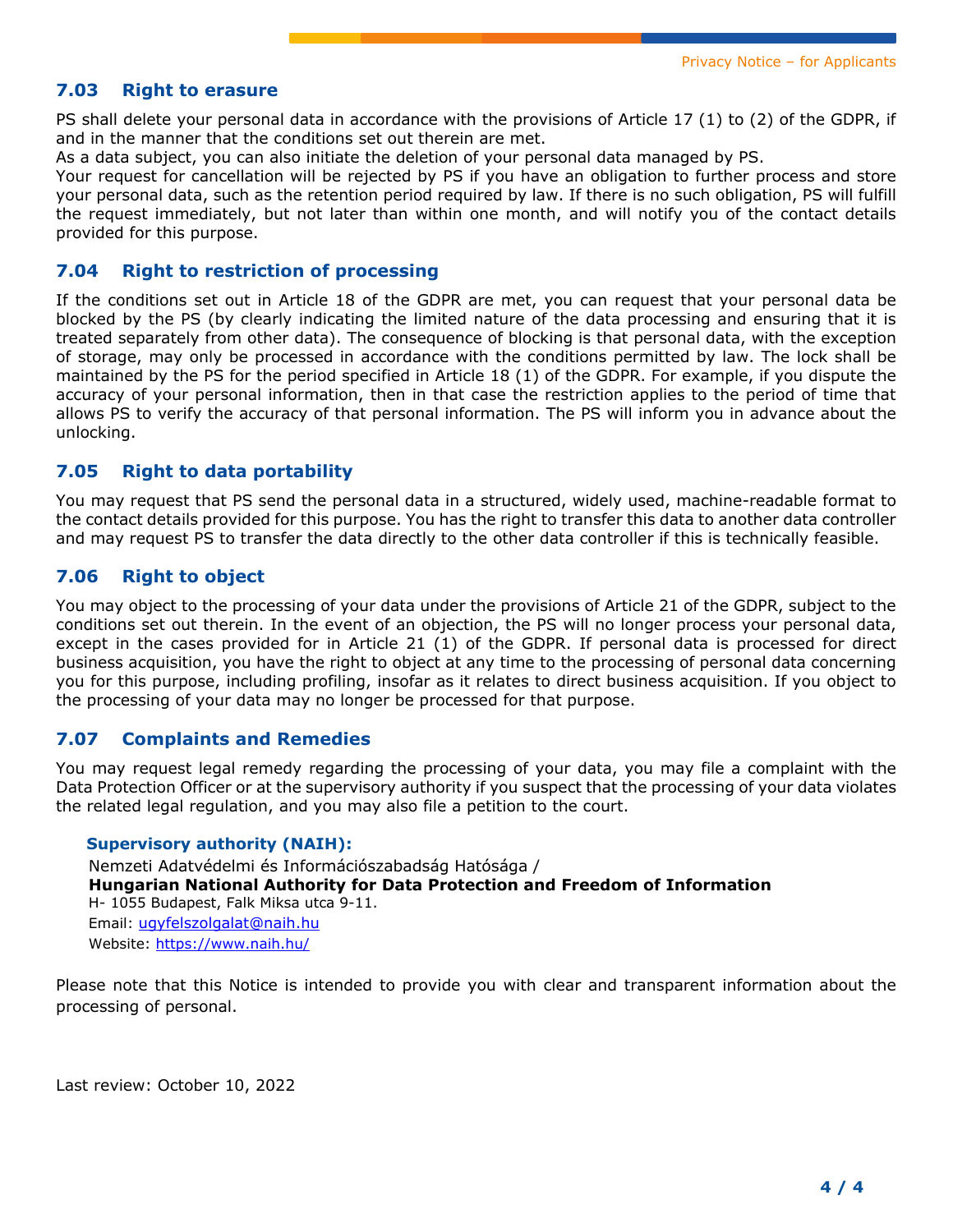### 7.03 Right to erasure

PS shall delete your personal data in accordance with the provisions of Article 17 (1) to (2) of the GDPR, if and in the manner that the conditions set out therein are met.

As a data subject, you can also initiate the deletion of your personal data managed by PS.

Your request for cancellation will be rejected by PS if you have an obligation to further process and store your personal data, such as the retention period required by law. If there is no such obligation, PS will fulfill the request immediately, but not later than within one month, and will notify you of the contact details provided for this purpose.

### 7.04 Right to restriction of processing

If the conditions set out in Article 18 of the GDPR are met, you can request that your personal data be blocked by the PS (by clearly indicating the limited nature of the data processing and ensuring that it is treated separately from other data). The consequence of blocking is that personal data, with the exception of storage, may only be processed in accordance with the conditions permitted by law. The lock shall be maintained by the PS for the period specified in Article 18 (1) of the GDPR. For example, if you dispute the accuracy of your personal information, then in that case the restriction applies to the period of time that allows PS to verify the accuracy of that personal information. The PS will inform you in advance about the unlocking.

### 7.05 Right to data portability

You may request that PS send the personal data in a structured, widely used, machine-readable format to the contact details provided for this purpose. You has the right to transfer this data to another data controller and may request PS to transfer the data directly to the other data controller if this is technically feasible.

### 7.06 Right to object

You may object to the processing of your data under the provisions of Article 21 of the GDPR, subject to the conditions set out therein. In the event of an objection, the PS will no longer process your personal data, except in the cases provided for in Article 21 (1) of the GDPR. If personal data is processed for direct business acquisition, you have the right to object at any time to the processing of personal data concerning you for this purpose, including profiling, insofar as it relates to direct business acquisition. If you object to the processing of your data may no longer be processed for that purpose.

### 7.07 Complaints and Remedies

You may request legal remedy regarding the processing of your data, you may file a complaint with the Data Protection Officer or at the supervisory authority if you suspect that the processing of your data violates the related legal regulation, and you may also file a petition to the court.

**Supervisory authority (NAIH):**

Nemzeti Adatvédelmi és Információszabadság Hatósága /
**Hungarian National Authority for Data Protection and Freedom of Information**
H- 1055 Budapest, Falk Miksa utca 9-11.
Email: ugyfelszolgalat@naih.hu
Website: https://www.naih.hu/

Please note that this Notice is intended to provide you with clear and transparent information about the processing of personal.

Last review: October 10, 2022